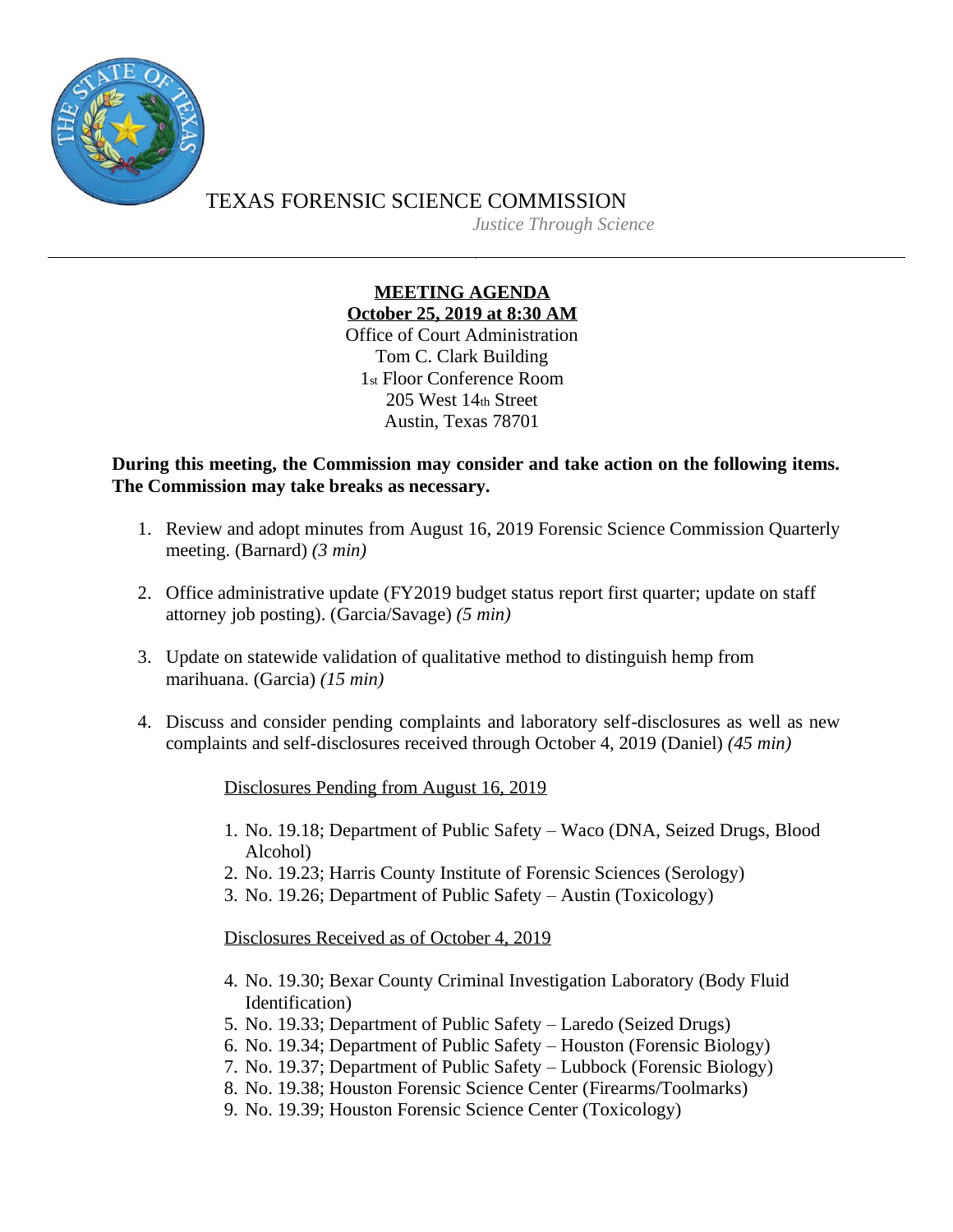TEXAS FORENSIC SCIENCE COMMISSION

*Justice Through Science*

---

**MEETING AGENDA**
**October 25, 2019 at 8:30 AM**

Office of Court Administration
Tom C. Clark Building
1st Floor Conference Room
205 West 14th Street
Austin, Texas 78701

**During this meeting, the Commission may consider and take action on the following items. The Commission may take breaks as necessary.**

1. Review and adopt minutes from August 16, 2019 Forensic Science Commission Quarterly meeting. (Barnard) *(3 min)*

2. Office administrative update (FY2019 budget status report first quarter; update on staff attorney job posting). (Garcia/Savage) *(5 min)*

3. Update on statewide validation of qualitative method to distinguish hemp from marihuana. (Garcia) *(15 min)*

4. Discuss and consider pending complaints and laboratory self-disclosures as well as new complaints and self-disclosures received through October 4, 2019 (Daniel) *(45 min)*

   Disclosures Pending from August 16, 2019

   1. No. 19.18; Department of Public Safety – Waco (DNA, Seized Drugs, Blood Alcohol)
   2. No. 19.23; Harris County Institute of Forensic Sciences (Serology)
   3. No. 19.26; Department of Public Safety – Austin (Toxicology)

   Disclosures Received as of October 4, 2019

   4. No. 19.30; Bexar County Criminal Investigation Laboratory (Body Fluid Identification)
   5. No. 19.33; Department of Public Safety – Laredo (Seized Drugs)
   6. No. 19.34; Department of Public Safety – Houston (Forensic Biology)
   7. No. 19.37; Department of Public Safety – Lubbock (Forensic Biology)
   8. No. 19.38; Houston Forensic Science Center (Firearms/Toolmarks)
   9. No. 19.39; Houston Forensic Science Center (Toxicology)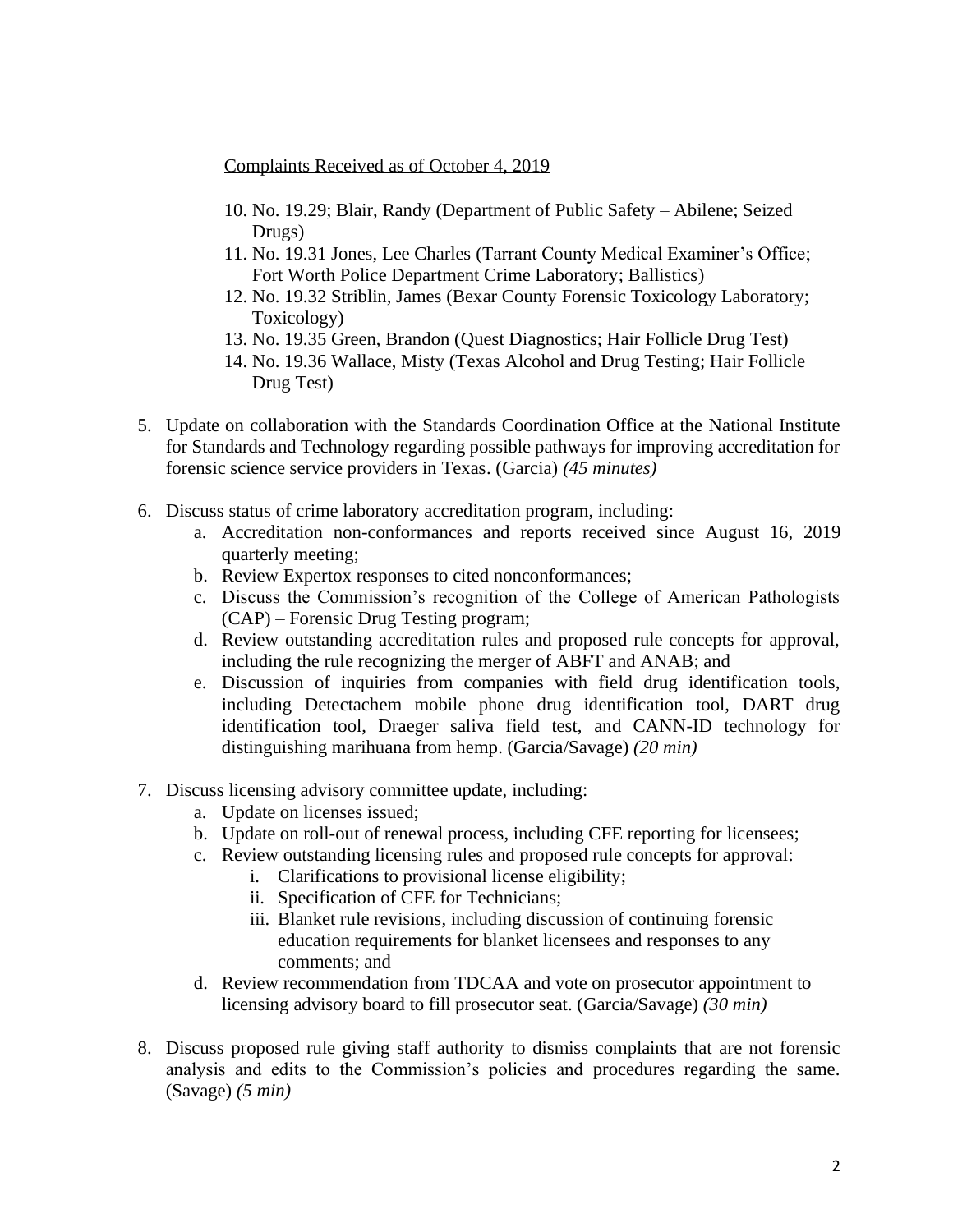Complaints Received as of October 4, 2019

10. No. 19.29; Blair, Randy (Department of Public Safety – Abilene; Seized Drugs)
11. No. 19.31 Jones, Lee Charles (Tarrant County Medical Examiner's Office; Fort Worth Police Department Crime Laboratory; Ballistics)
12. No. 19.32 Striblin, James (Bexar County Forensic Toxicology Laboratory; Toxicology)
13. No. 19.35 Green, Brandon (Quest Diagnostics; Hair Follicle Drug Test)
14. No. 19.36 Wallace, Misty (Texas Alcohol and Drug Testing; Hair Follicle Drug Test)

5. Update on collaboration with the Standards Coordination Office at the National Institute for Standards and Technology regarding possible pathways for improving accreditation for forensic science service providers in Texas. (Garcia) *(45 minutes)*

6. Discuss status of crime laboratory accreditation program, including:
   a. Accreditation non-conformances and reports received since August 16, 2019 quarterly meeting;
   b. Review Expertox responses to cited nonconformances;
   c. Discuss the Commission's recognition of the College of American Pathologists (CAP) – Forensic Drug Testing program;
   d. Review outstanding accreditation rules and proposed rule concepts for approval, including the rule recognizing the merger of ABFT and ANAB; and
   e. Discussion of inquiries from companies with field drug identification tools, including Detectachem mobile phone drug identification tool, DART drug identification tool, Draeger saliva field test, and CANN-ID technology for distinguishing marihuana from hemp. (Garcia/Savage) *(20 min)*

7. Discuss licensing advisory committee update, including:
   a. Update on licenses issued;
   b. Update on roll-out of renewal process, including CFE reporting for licensees;
   c. Review outstanding licensing rules and proposed rule concepts for approval:
      i. Clarifications to provisional license eligibility;
      ii. Specification of CFE for Technicians;
      iii. Blanket rule revisions, including discussion of continuing forensic education requirements for blanket licensees and responses to any comments; and
   d. Review recommendation from TDCAA and vote on prosecutor appointment to licensing advisory board to fill prosecutor seat. (Garcia/Savage) *(30 min)*

8. Discuss proposed rule giving staff authority to dismiss complaints that are not forensic analysis and edits to the Commission's policies and procedures regarding the same. (Savage) *(5 min)*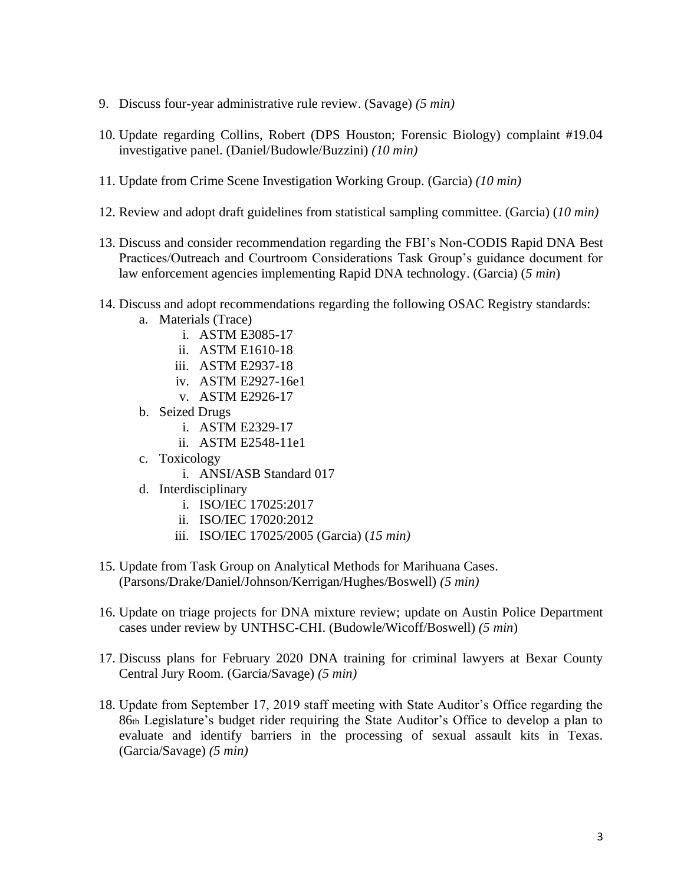9. Discuss four-year administrative rule review. (Savage) *(5 min)*

10. Update regarding Collins, Robert (DPS Houston; Forensic Biology) complaint #19.04 investigative panel. (Daniel/Budowle/Buzzini) *(10 min)*

11. Update from Crime Scene Investigation Working Group. (Garcia) *(10 min)*

12. Review and adopt draft guidelines from statistical sampling committee. (Garcia) (*10 min)*

13. Discuss and consider recommendation regarding the FBI's Non-CODIS Rapid DNA Best Practices/Outreach and Courtroom Considerations Task Group's guidance document for law enforcement agencies implementing Rapid DNA technology. (Garcia) (*5 min*)

14. Discuss and adopt recommendations regarding the following OSAC Registry standards:
    a. Materials (Trace)
        i. ASTM E3085-17
        ii. ASTM E1610-18
        iii. ASTM E2937-18
        iv. ASTM E2927-16e1
        v. ASTM E2926-17
    b. Seized Drugs
        i. ASTM E2329-17
        ii. ASTM E2548-11e1
    c. Toxicology
        i. ANSI/ASB Standard 017
    d. Interdisciplinary
        i. ISO/IEC 17025:2017
        ii. ISO/IEC 17020:2012
        iii. ISO/IEC 17025/2005 (Garcia) (*15 min)*

15. Update from Task Group on Analytical Methods for Marihuana Cases. (Parsons/Drake/Daniel/Johnson/Kerrigan/Hughes/Boswell) *(5 min)*

16. Update on triage projects for DNA mixture review; update on Austin Police Department cases under review by UNTHSC-CHI. (Budowle/Wicoff/Boswell) *(5 min*)

17. Discuss plans for February 2020 DNA training for criminal lawyers at Bexar County Central Jury Room. (Garcia/Savage) *(5 min)*

18. Update from September 17, 2019 staff meeting with State Auditor's Office regarding the 86th Legislature's budget rider requiring the State Auditor's Office to develop a plan to evaluate and identify barriers in the processing of sexual assault kits in Texas. (Garcia/Savage) *(5 min)*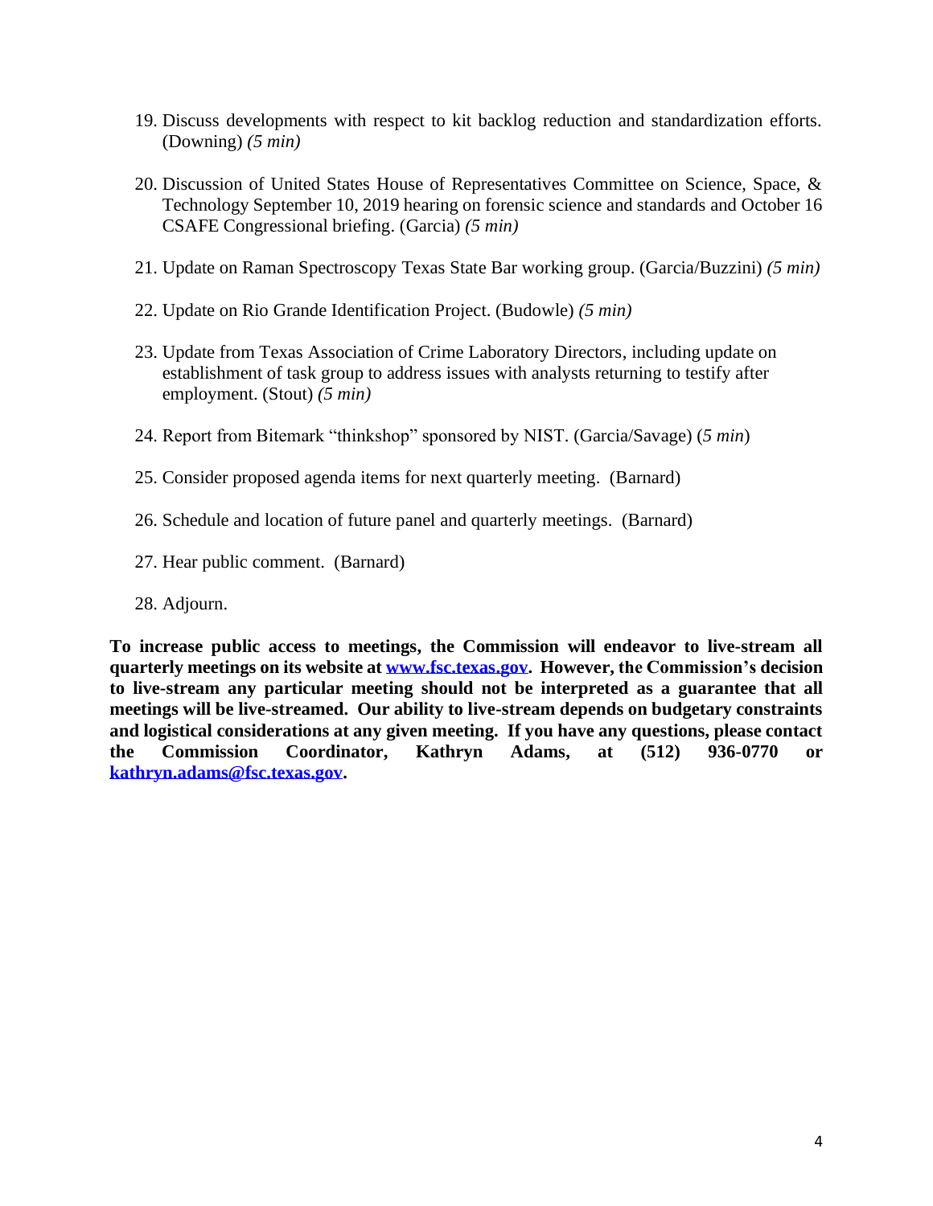19. Discuss developments with respect to kit backlog reduction and standardization efforts. (Downing) *(5 min)*

20. Discussion of United States House of Representatives Committee on Science, Space, & Technology September 10, 2019 hearing on forensic science and standards and October 16 CSAFE Congressional briefing. (Garcia) *(5 min)*

21. Update on Raman Spectroscopy Texas State Bar working group. (Garcia/Buzzini) *(5 min)*

22. Update on Rio Grande Identification Project. (Budowle) *(5 min)*

23. Update from Texas Association of Crime Laboratory Directors, including update on establishment of task group to address issues with analysts returning to testify after employment. (Stout) *(5 min)*

24. Report from Bitemark "thinkshop" sponsored by NIST. (Garcia/Savage) (*5 min*)

25. Consider proposed agenda items for next quarterly meeting. (Barnard)

26. Schedule and location of future panel and quarterly meetings. (Barnard)

27. Hear public comment. (Barnard)

28. Adjourn.

**To increase public access to meetings, the Commission will endeavor to live-stream all quarterly meetings on its website at [www.fsc.texas.gov](http://www.fsc.texas.gov). However, the Commission's decision to live-stream any particular meeting should not be interpreted as a guarantee that all meetings will be live-streamed. Our ability to live-stream depends on budgetary constraints and logistical considerations at any given meeting. If you have any questions, please contact the Commission Coordinator, Kathryn Adams, at (512) 936-0770 or [kathryn.adams@fsc.texas.gov](mailto:kathryn.adams@fsc.texas.gov).**